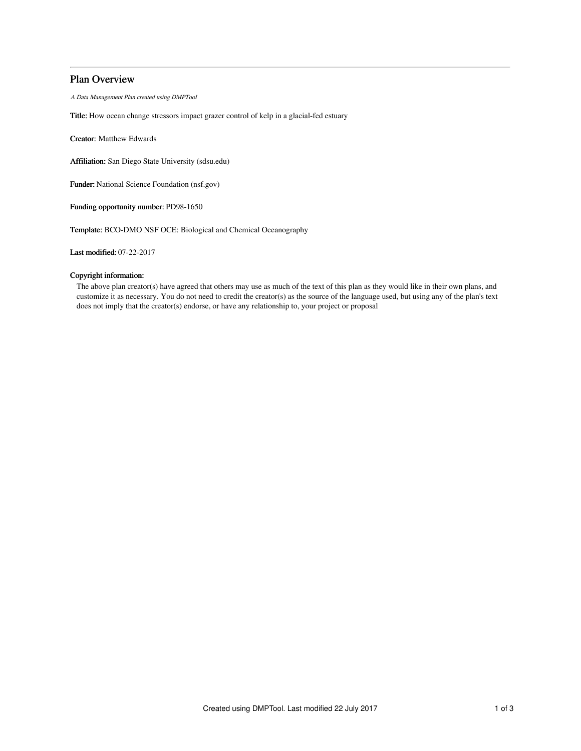## Plan Overview

*A Data Management Plan created using DMPTool*

**Title:** How ocean change stressors impact grazer control of kelp in a glacial-fed estuary

**Creator:** Matthew Edwards

**Affiliation:** San Diego State University (sdsu.edu)

**Funder:** National Science Foundation (nsf.gov)

**Funding opportunity number:** PD98-1650

**Template:** BCO-DMO NSF OCE: Biological and Chemical Oceanography

**Last modified:** 07-22-2017

**Copyright information:**

The above plan creator(s) have agreed that others may use as much of the text of this plan as they would like in their own plans, and customize it as necessary. You do not need to credit the creator(s) as the source of the language used, but using any of the plan's text does not imply that the creator(s) endorse, or have any relationship to, your project or proposal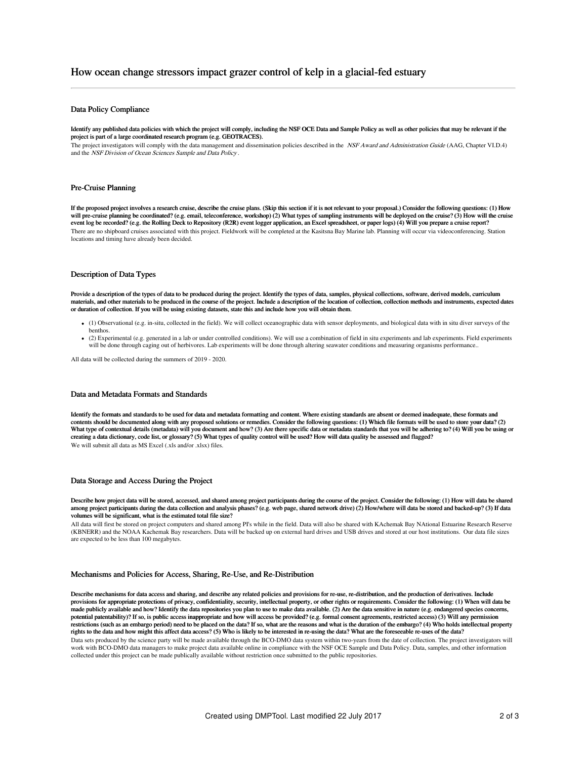# How ocean change stressors impact grazer control of kelp in a glacial-fed estuary

## Data Policy Compliance

**Identify any published data policies with which the project will comply, including the NSF OCE Data and Sample Policy as well as other policies that may be relevant if the project is part of a large coordinated research program (e.g. GEOTRACES).**

The project investigators will comply with the data management and dissemination policies described in the *NSF Award and Administration Guide* (AAG, Chapter VI.D.4) and the *NSF Division of Ocean Sciences Sample and Data Policy* .

## Pre-Cruise Planning

**If the proposed project involves a research cruise, describe the cruise plans. (Skip this section if it is not relevant to your proposal.) Consider the following questions: (1) How will pre-cruise planning be coordinated? (e.g. email, teleconference, workshop) (2) What types of sampling instruments will be deployed on the cruise? (3) How will the cruise event log be recorded? (e.g. the Rolling Deck to Repository (R2R) event logger application, an Excel spreadsheet, or paper logs) (4) Will you prepare a cruise report?**

There are no shipboard cruises associated with this project. Fieldwork will be completed at the Kasitsna Bay Marine lab. Planning will occur via videoconferencing. Station locations and timing have already been decided.

## Description of Data Types

**Provide a description of the types of data to be produced during the project. Identify the types of data, samples, physical collections, software, derived models, curriculum materials, and other materials to be produced in the course of the project. Include a description of the location of collection, collection methods and instruments, expected dates or duration of collection. If you will be using existing datasets, state this and include how you will obtain them.**

- (1) Observational (e.g. in-situ, collected in the field). We will collect oceanographic data with sensor deployments, and biological data with in situ diver surveys of the benthos.
- (2) Experimental (e.g. generated in a lab or under controlled conditions). We will use a combination of field in situ experiments and lab experiments. Field experiments will be done through caging out of herbivores. Lab experiments will be done through altering seawater conditions and measuring organisms performance..

All data will be collected during the summers of 2019 - 2020.

## Data and Metadata Formats and Standards

**Identify the formats and standards to be used for data and metadata formatting and content. Where existing standards are absent or deemed inadequate, these formats and contents should be documented along with any proposed solutions or remedies. Consider the following questions: (1) Which file formats will be used to store your data? (2) What type of contextual details (metadata) will you document and how? (3) Are there specific data or metadata standards that you will be adhering to? (4) Will you be using or creating a data dictionary, code list, or glossary? (5) What types of quality control will be used? How will data quality be assessed and flagged?**

We will submit all data as MS Excel (.xls and/or .xlsx) files.

## Data Storage and Access During the Project

**Describe how project data will be stored, accessed, and shared among project participants during the course of the project. Consider the following: (1) How will data be shared among project participants during the data collection and analysis phases? (e.g. web page, shared network drive) (2) How/where will data be stored and backed-up? (3) If data volumes will be significant, what is the estimated total file size?**

All data will first be stored on project computers and shared among PI's while in the field. Data will also be shared with KAchemak Bay NAtional Estuarine Research Reserve (KBNERR) and the NOAA Kachemak Bay researchers. Data will be backed up on external hard drives and USB drives and stored at our host institutions. Our data file sizes are expected to be less than 100 megabytes.

## Mechanisms and Policies for Access, Sharing, Re-Use, and Re-Distribution

**Describe mechanisms for data access and sharing, and describe any related policies and provisions for re-use, re-distribution, and the production of derivatives. Include provisions for appropriate protections of privacy, confidentiality, security, intellectual property, or other rights or requirements. Consider the following: (1) When will data be made publicly available and how? Identify the data repositories you plan to use to make data available. (2) Are the data sensitive in nature (e.g. endangered species concerns, potential patentability)? If so, is public access inappropriate and how will access be provided? (e.g. formal consent agreements, restricted access) (3) Will any permission restrictions (such as an embargo period) need to be placed on the data? If so, what are the reasons and what is the duration of the embargo? (4) Who holds intellectual property rights to the data and how might this affect data access? (5) Who is likely to be interested in re-using the data? What are the foreseeable re-uses of the data?**

Data sets produced by the science party will be made available through the BCO-DMO data system within two-years from the date of collection. The project investigators will work with BCO-DMO data managers to make project data available online in compliance with the NSF OCE Sample and Data Policy. Data, samples, and other information collected under this project can be made publically available without restriction once submitted to the public repositories.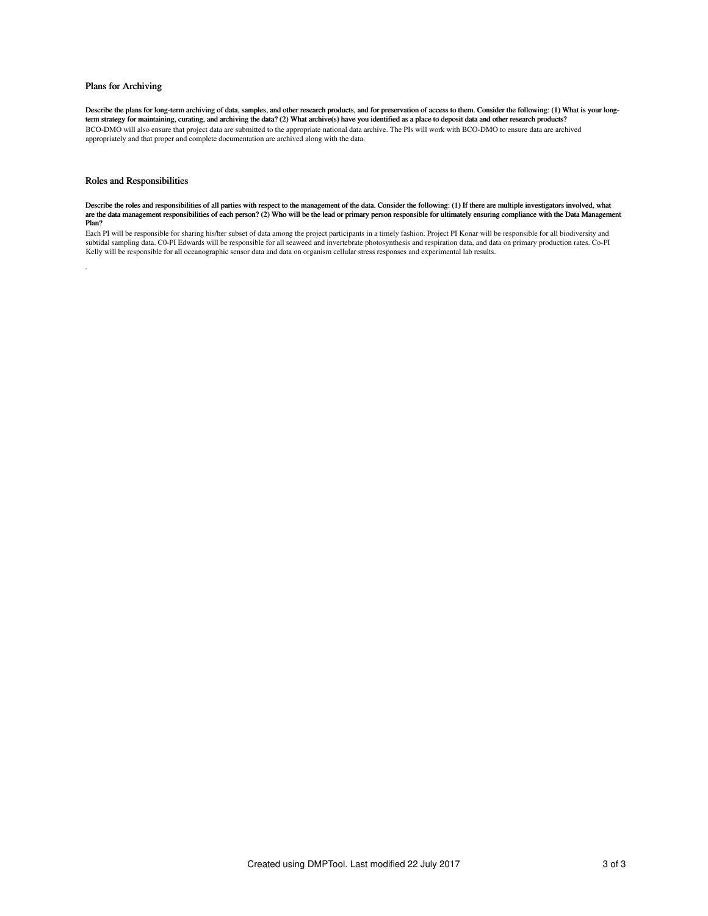## Plans for Archiving

**Describe the plans for long-term archiving of data, samples, and other research products, and for preservation of access to them. Consider the following: (1) What is your long-term strategy for maintaining, curating, and archiving the data? (2) What archive(s) have you identified as a place to deposit data and other research products?**

BCO-DMO will also ensure that project data are submitted to the appropriate national data archive. The PIs will work with BCO-DMO to ensure data are archived appropriately and that proper and complete documentation are archived along with the data.

## Roles and Responsibilities

**Describe the roles and responsibilities of all parties with respect to the management of the data. Consider the following: (1) If there are multiple investigators involved, what are the data management responsibilities of each person? (2) Who will be the lead or primary person responsible for ultimately ensuring compliance with the Data Management Plan?**

Each PI will be responsible for sharing his/her subset of data among the project participants in a timely fashion. Project PI Konar will be responsible for all biodiversity and subtidal sampling data. C0-PI Edwards will be responsible for all seaweed and invertebrate photosynthesis and respiration data, and data on primary production rates. Co-PI Kelly will be responsible for all oceanographic sensor data and data on organism cellular stress responses and experimental lab results.